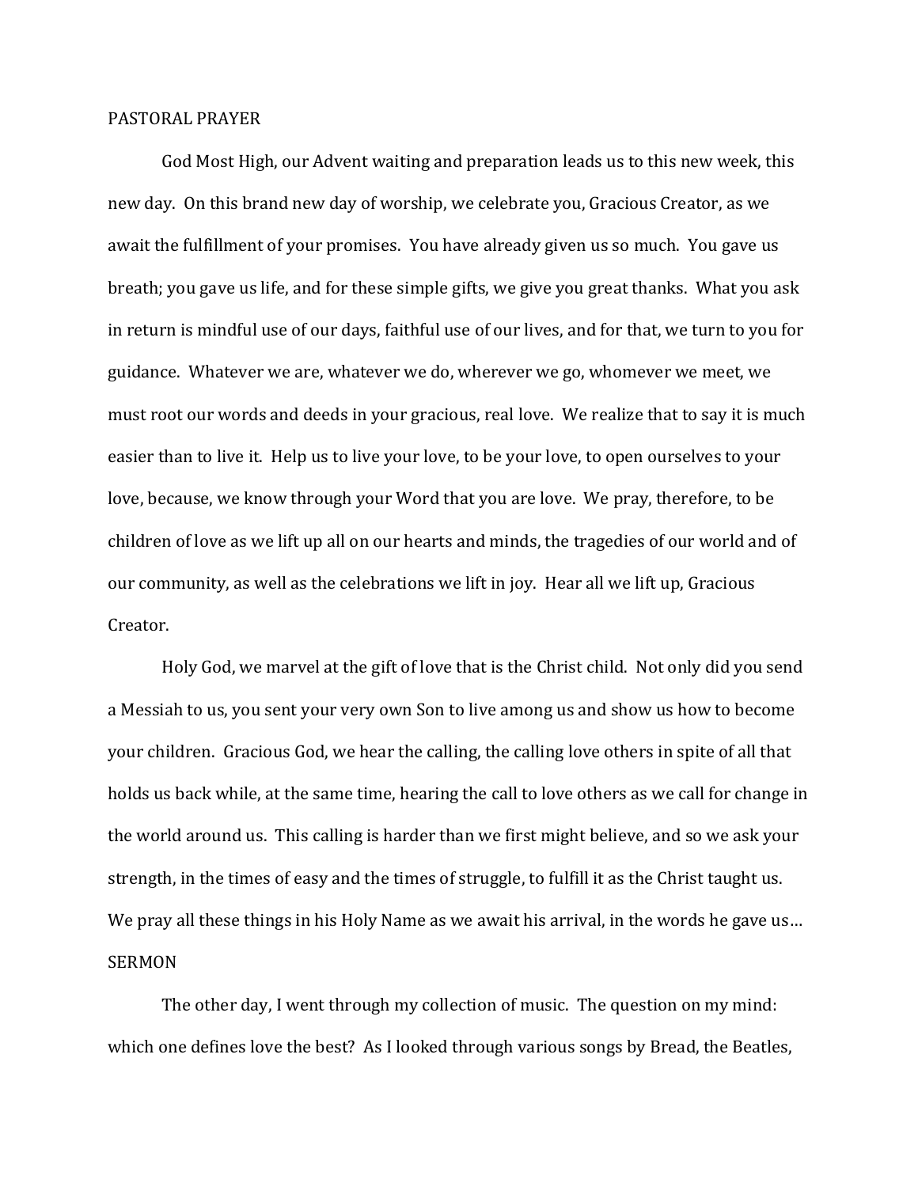## PASTORAL PRAYER

God Most High, our Advent waiting and preparation leads us to this new week, this new day. On this brand new day of worship, we celebrate you, Gracious Creator, as we await the fulfillment of your promises. You have already given us so much. You gave us breath; you gave us life, and for these simple gifts, we give you great thanks. What you ask in return is mindful use of our days, faithful use of our lives, and for that, we turn to you for guidance. Whatever we are, whatever we do, wherever we go, whomever we meet, we must root our words and deeds in your gracious, real love. We realize that to say it is much easier than to live it. Help us to live your love, to be your love, to open ourselves to your love, because, we know through your Word that you are love. We pray, therefore, to be children of love as we lift up all on our hearts and minds, the tragedies of our world and of our community, as well as the celebrations we lift in joy. Hear all we lift up, Gracious Creator.

Holy God, we marvel at the gift of love that is the Christ child. Not only did you send a Messiah to us, you sent your very own Son to live among us and show us how to become your children. Gracious God, we hear the calling, the calling love others in spite of all that holds us back while, at the same time, hearing the call to love others as we call for change in the world around us. This calling is harder than we first might believe, and so we ask your strength, in the times of easy and the times of struggle, to fulfill it as the Christ taught us. We pray all these things in his Holy Name as we await his arrival, in the words he gave us…

## SERMON

The other day, I went through my collection of music. The question on my mind: which one defines love the best? As I looked through various songs by Bread, the Beatles,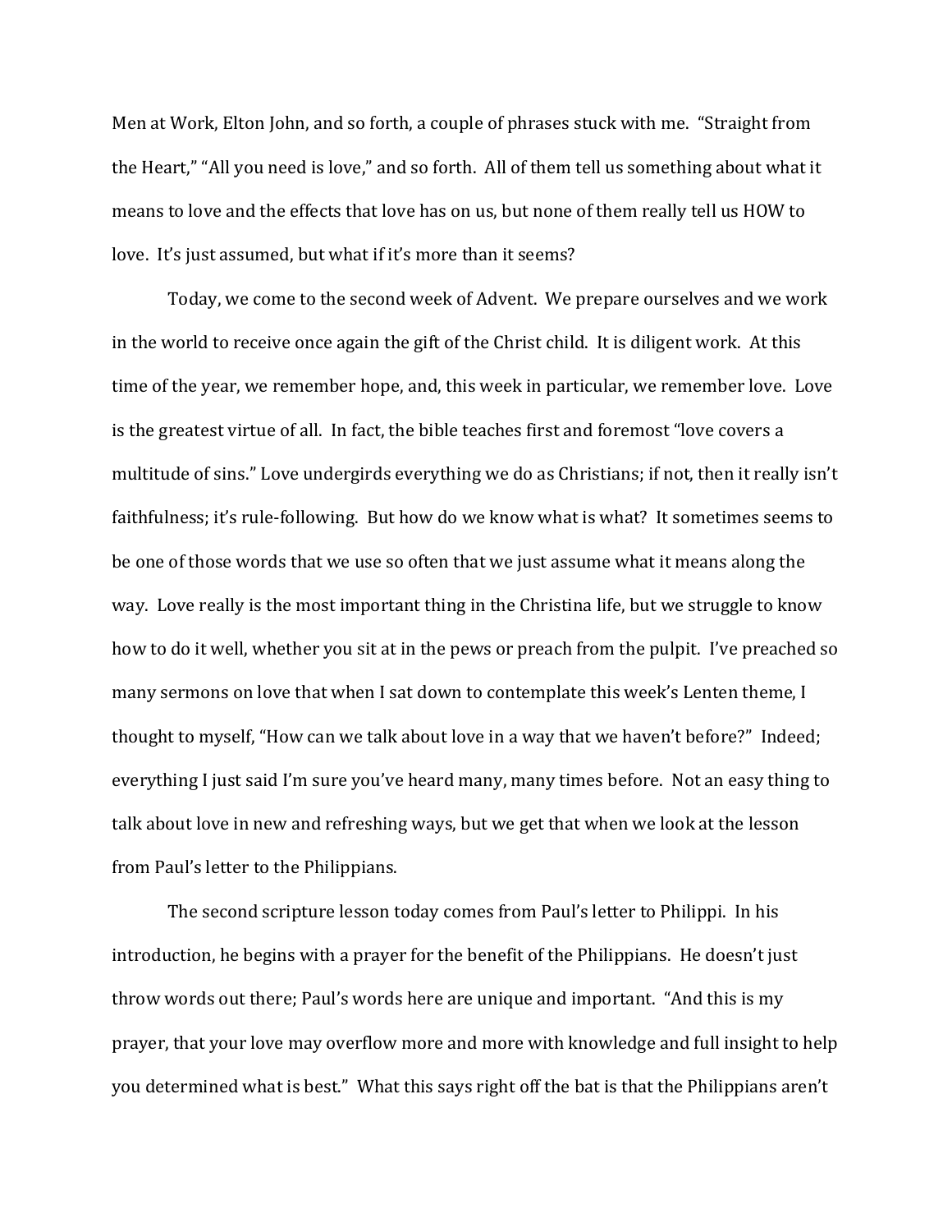Men at Work, Elton John, and so forth, a couple of phrases stuck with me. "Straight from the Heart," "All you need is love," and so forth. All of them tell us something about what it means to love and the effects that love has on us, but none of them really tell us HOW to love. It's just assumed, but what if it's more than it seems?

Today, we come to the second week of Advent. We prepare ourselves and we work in the world to receive once again the gift of the Christ child. It is diligent work. At this time of the year, we remember hope, and, this week in particular, we remember love. Love is the greatest virtue of all. In fact, the bible teaches first and foremost "love covers a multitude of sins." Love undergirds everything we do as Christians; if not, then it really isn't faithfulness; it's rule-following. But how do we know what is what? It sometimes seems to be one of those words that we use so often that we just assume what it means along the way. Love really is the most important thing in the Christina life, but we struggle to know how to do it well, whether you sit at in the pews or preach from the pulpit. I've preached so many sermons on love that when I sat down to contemplate this week's Lenten theme, I thought to myself, "How can we talk about love in a way that we haven't before?" Indeed; everything I just said I'm sure you've heard many, many times before. Not an easy thing to talk about love in new and refreshing ways, but we get that when we look at the lesson from Paul's letter to the Philippians.

The second scripture lesson today comes from Paul's letter to Philippi. In his introduction, he begins with a prayer for the benefit of the Philippians. He doesn't just throw words out there; Paul's words here are unique and important. "And this is my prayer, that your love may overflow more and more with knowledge and full insight to help you determined what is best." What this says right off the bat is that the Philippians aren't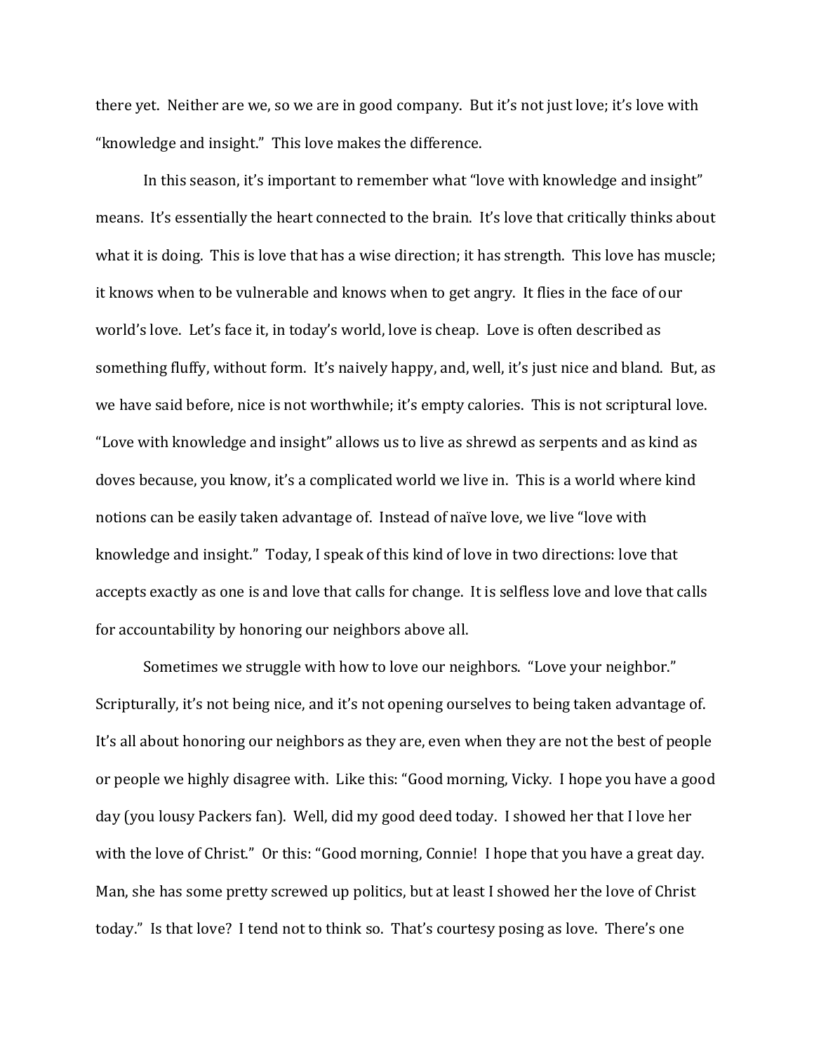there yet. Neither are we, so we are in good company. But it's not just love; it's love with "knowledge and insight." This love makes the difference.

In this season, it's important to remember what "love with knowledge and insight" means. It's essentially the heart connected to the brain. It's love that critically thinks about what it is doing. This is love that has a wise direction; it has strength. This love has muscle; it knows when to be vulnerable and knows when to get angry. It flies in the face of our world's love. Let's face it, in today's world, love is cheap. Love is often described as something fluffy, without form. It's naively happy, and, well, it's just nice and bland. But, as we have said before, nice is not worthwhile; it's empty calories. This is not scriptural love. "Love with knowledge and insight" allows us to live as shrewd as serpents and as kind as doves because, you know, it's a complicated world we live in. This is a world where kind notions can be easily taken advantage of. Instead of naïve love, we live "love with knowledge and insight." Today, I speak of this kind of love in two directions: love that accepts exactly as one is and love that calls for change. It is selfless love and love that calls for accountability by honoring our neighbors above all.

Sometimes we struggle with how to love our neighbors. "Love your neighbor." Scripturally, it's not being nice, and it's not opening ourselves to being taken advantage of. It's all about honoring our neighbors as they are, even when they are not the best of people or people we highly disagree with. Like this: "Good morning, Vicky. I hope you have a good day (you lousy Packers fan). Well, did my good deed today. I showed her that I love her with the love of Christ." Or this: "Good morning, Connie! I hope that you have a great day. Man, she has some pretty screwed up politics, but at least I showed her the love of Christ today." Is that love? I tend not to think so. That's courtesy posing as love. There's one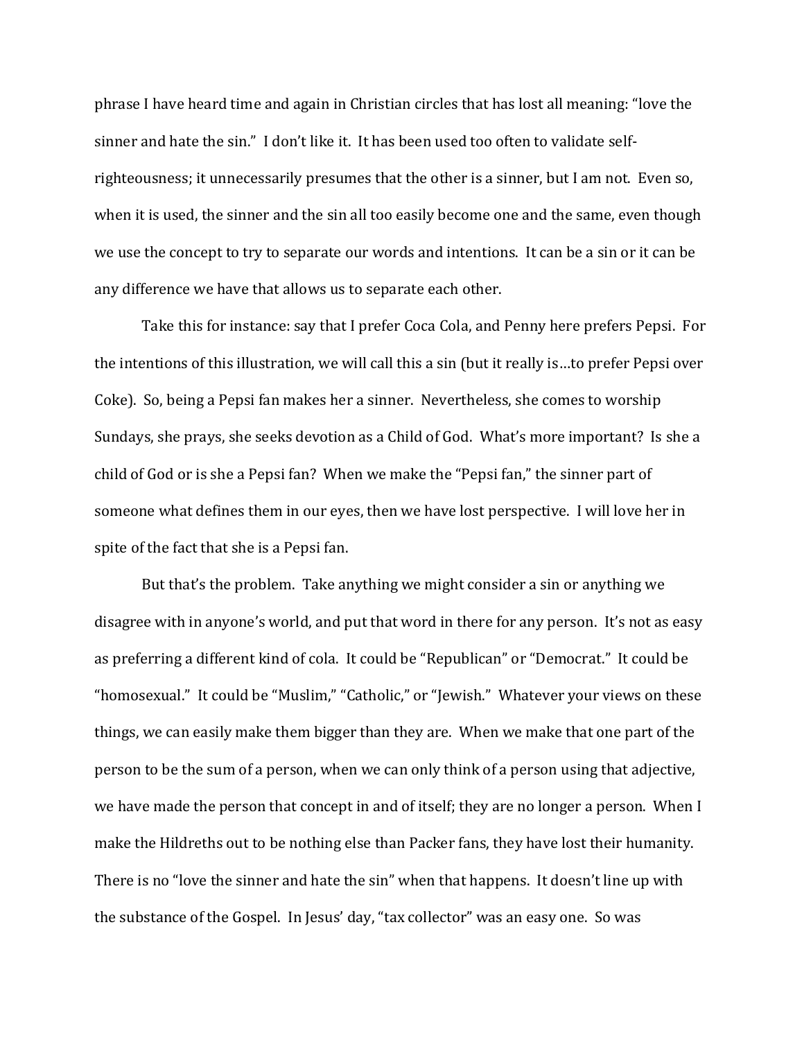phrase I have heard time and again in Christian circles that has lost all meaning: "love the sinner and hate the sin." I don't like it. It has been used too often to validate self-righteousness; it unnecessarily presumes that the other is a sinner, but I am not. Even so, when it is used, the sinner and the sin all too easily become one and the same, even though we use the concept to try to separate our words and intentions. It can be a sin or it can be any difference we have that allows us to separate each other.

Take this for instance: say that I prefer Coca Cola, and Penny here prefers Pepsi. For the intentions of this illustration, we will call this a sin (but it really is…to prefer Pepsi over Coke). So, being a Pepsi fan makes her a sinner. Nevertheless, she comes to worship Sundays, she prays, she seeks devotion as a Child of God. What's more important? Is she a child of God or is she a Pepsi fan? When we make the "Pepsi fan," the sinner part of someone what defines them in our eyes, then we have lost perspective. I will love her in spite of the fact that she is a Pepsi fan.

But that's the problem. Take anything we might consider a sin or anything we disagree with in anyone's world, and put that word in there for any person. It's not as easy as preferring a different kind of cola. It could be "Republican" or "Democrat." It could be "homosexual." It could be "Muslim," "Catholic," or "Jewish." Whatever your views on these things, we can easily make them bigger than they are. When we make that one part of the person to be the sum of a person, when we can only think of a person using that adjective, we have made the person that concept in and of itself; they are no longer a person. When I make the Hildreths out to be nothing else than Packer fans, they have lost their humanity. There is no "love the sinner and hate the sin" when that happens. It doesn't line up with the substance of the Gospel. In Jesus' day, "tax collector" was an easy one. So was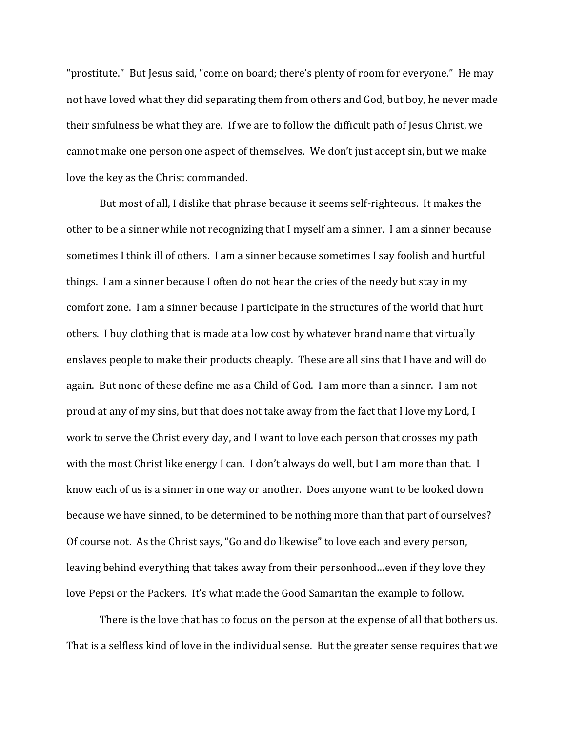"prostitute." But Jesus said, "come on board; there's plenty of room for everyone." He may not have loved what they did separating them from others and God, but boy, he never made their sinfulness be what they are. If we are to follow the difficult path of Jesus Christ, we cannot make one person one aspect of themselves. We don't just accept sin, but we make love the key as the Christ commanded.

But most of all, I dislike that phrase because it seems self-righteous. It makes the other to be a sinner while not recognizing that I myself am a sinner. I am a sinner because sometimes I think ill of others. I am a sinner because sometimes I say foolish and hurtful things. I am a sinner because I often do not hear the cries of the needy but stay in my comfort zone. I am a sinner because I participate in the structures of the world that hurt others. I buy clothing that is made at a low cost by whatever brand name that virtually enslaves people to make their products cheaply. These are all sins that I have and will do again. But none of these define me as a Child of God. I am more than a sinner. I am not proud at any of my sins, but that does not take away from the fact that I love my Lord, I work to serve the Christ every day, and I want to love each person that crosses my path with the most Christ like energy I can. I don't always do well, but I am more than that. I know each of us is a sinner in one way or another. Does anyone want to be looked down because we have sinned, to be determined to be nothing more than that part of ourselves? Of course not. As the Christ says, "Go and do likewise" to love each and every person, leaving behind everything that takes away from their personhood…even if they love they love Pepsi or the Packers. It's what made the Good Samaritan the example to follow.

There is the love that has to focus on the person at the expense of all that bothers us. That is a selfless kind of love in the individual sense. But the greater sense requires that we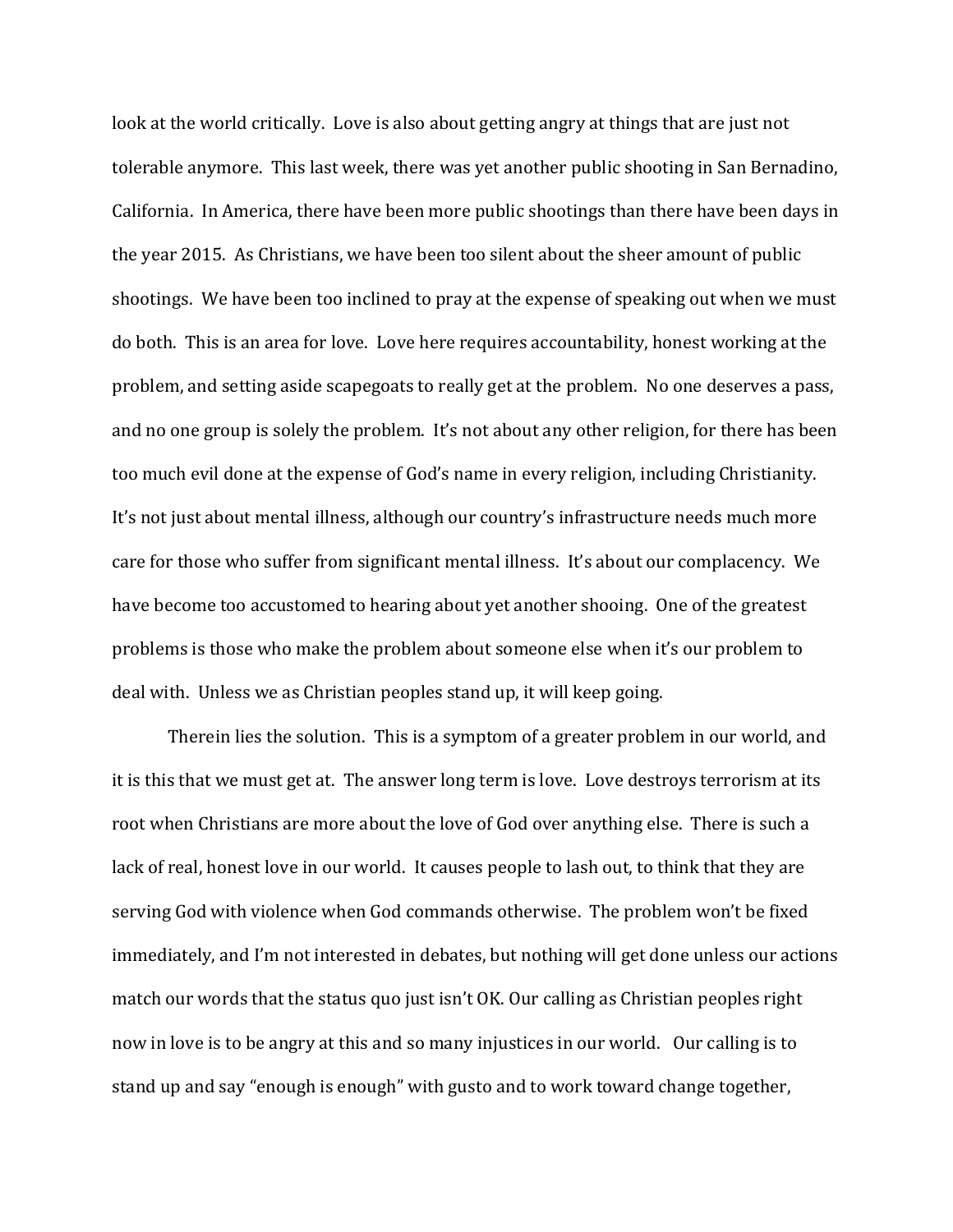look at the world critically. Love is also about getting angry at things that are just not tolerable anymore. This last week, there was yet another public shooting in San Bernadino, California. In America, there have been more public shootings than there have been days in the year 2015. As Christians, we have been too silent about the sheer amount of public shootings. We have been too inclined to pray at the expense of speaking out when we must do both. This is an area for love. Love here requires accountability, honest working at the problem, and setting aside scapegoats to really get at the problem. No one deserves a pass, and no one group is solely the problem. It's not about any other religion, for there has been too much evil done at the expense of God's name in every religion, including Christianity. It's not just about mental illness, although our country's infrastructure needs much more care for those who suffer from significant mental illness. It's about our complacency. We have become too accustomed to hearing about yet another shooing. One of the greatest problems is those who make the problem about someone else when it's our problem to deal with. Unless we as Christian peoples stand up, it will keep going.

Therein lies the solution. This is a symptom of a greater problem in our world, and it is this that we must get at. The answer long term is love. Love destroys terrorism at its root when Christians are more about the love of God over anything else. There is such a lack of real, honest love in our world. It causes people to lash out, to think that they are serving God with violence when God commands otherwise. The problem won't be fixed immediately, and I'm not interested in debates, but nothing will get done unless our actions match our words that the status quo just isn't OK. Our calling as Christian peoples right now in love is to be angry at this and so many injustices in our world. Our calling is to stand up and say "enough is enough" with gusto and to work toward change together,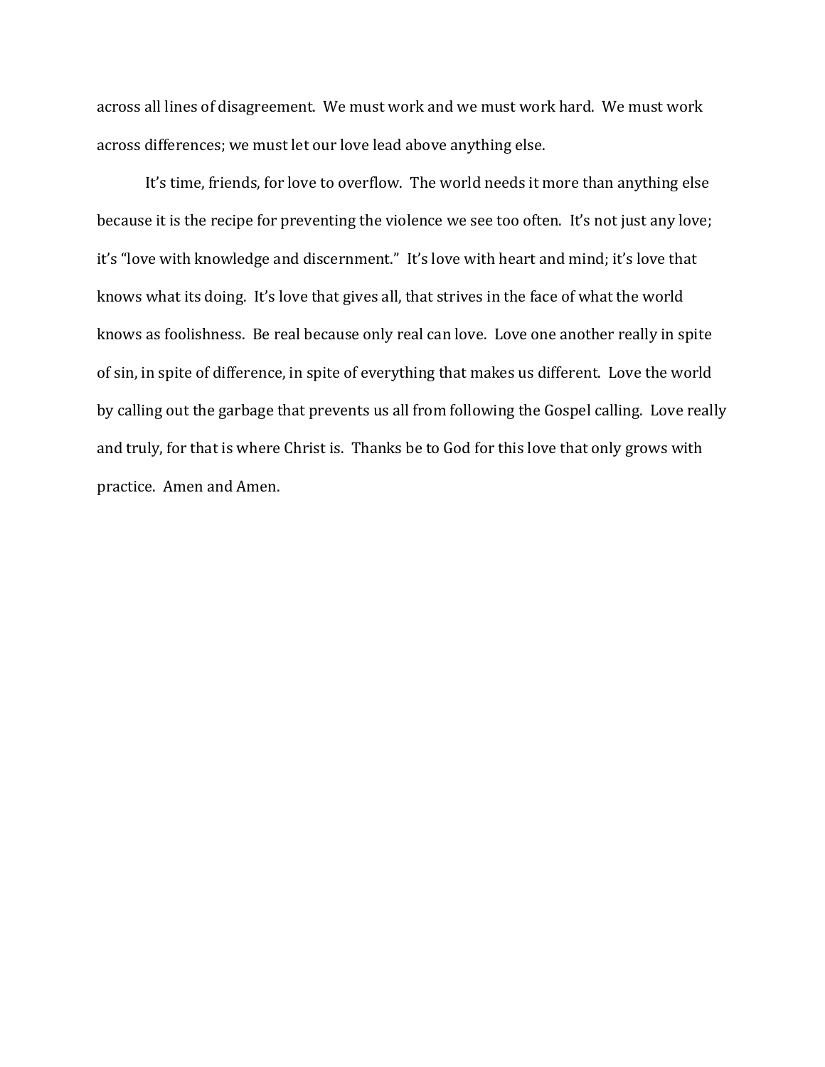across all lines of disagreement. We must work and we must work hard. We must work across differences; we must let our love lead above anything else.

It's time, friends, for love to overflow. The world needs it more than anything else because it is the recipe for preventing the violence we see too often. It's not just any love; it's "love with knowledge and discernment." It's love with heart and mind; it's love that knows what its doing. It's love that gives all, that strives in the face of what the world knows as foolishness. Be real because only real can love. Love one another really in spite of sin, in spite of difference, in spite of everything that makes us different. Love the world by calling out the garbage that prevents us all from following the Gospel calling. Love really and truly, for that is where Christ is. Thanks be to God for this love that only grows with practice. Amen and Amen.